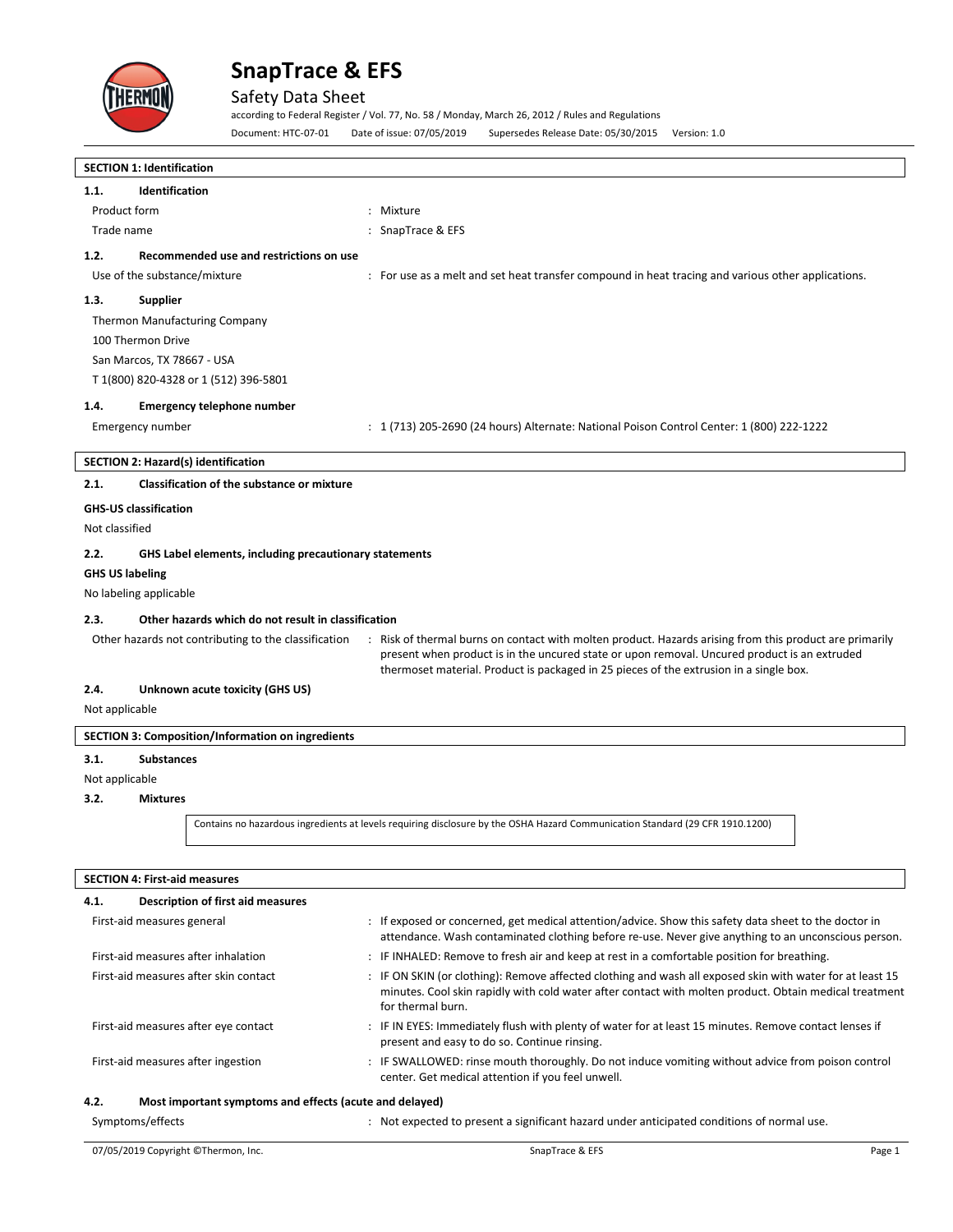# SnapTrace & EFS

## Safety Data Sheet

according to Federal Register / Vol. 77, No. 58 / Monday, March 26, 2012 / Rules and Regulations

Document: HTC-07-01 Date of issue: 07/05/2019 Supersedes Release Date: 05/30/2015 Version: 1.0

## SECTION 1: Identification

### 1.1. Identification

| | |
|---|---|
| Product form | : Mixture |
| Trade name | : SnapTrace & EFS |

### 1.2. Recommended use and restrictions on use

| | |
|---|---|
| Use of the substance/mixture | : For use as a melt and set heat transfer compound in heat tracing and various other applications. |

### 1.3. Supplier

Thermon Manufacturing Company
100 Thermon Drive
San Marcos, TX 78667 - USA
T 1(800) 820-4328 or 1 (512) 396-5801

### 1.4. Emergency telephone number

| | |
|---|---|
| Emergency number | : 1 (713) 205-2690 (24 hours) Alternate: National Poison Control Center: 1 (800) 222-1222 |

## SECTION 2: Hazard(s) identification

### 2.1. Classification of the substance or mixture

**GHS-US classification**

Not classified

### 2.2. GHS Label elements, including precautionary statements

**GHS US labeling**

No labeling applicable

### 2.3. Other hazards which do not result in classification

| | |
|---|---|
| Other hazards not contributing to the classification | : Risk of thermal burns on contact with molten product. Hazards arising from this product are primarily present when product is in the uncured state or upon removal. Uncured product is an extruded thermoset material. Product is packaged in 25 pieces of the extrusion in a single box. |

### 2.4. Unknown acute toxicity (GHS US)

Not applicable

## SECTION 3: Composition/Information on ingredients

### 3.1. Substances

Not applicable

### 3.2. Mixtures

Contains no hazardous ingredients at levels requiring disclosure by the OSHA Hazard Communication Standard (29 CFR 1910.1200)

## SECTION 4: First-aid measures

### 4.1. Description of first aid measures

| | |
|---|---|
| First-aid measures general | : If exposed or concerned, get medical attention/advice. Show this safety data sheet to the doctor in attendance. Wash contaminated clothing before re-use. Never give anything to an unconscious person. |
| First-aid measures after inhalation | : IF INHALED: Remove to fresh air and keep at rest in a comfortable position for breathing. |
| First-aid measures after skin contact | : IF ON SKIN (or clothing): Remove affected clothing and wash all exposed skin with water for at least 15 minutes. Cool skin rapidly with cold water after contact with molten product. Obtain medical treatment for thermal burn. |
| First-aid measures after eye contact | : IF IN EYES: Immediately flush with plenty of water for at least 15 minutes. Remove contact lenses if present and easy to do so. Continue rinsing. |
| First-aid measures after ingestion | : IF SWALLOWED: rinse mouth thoroughly. Do not induce vomiting without advice from poison control center. Get medical attention if you feel unwell. |

### 4.2. Most important symptoms and effects (acute and delayed)

| | |
|---|---|
| Symptoms/effects | : Not expected to present a significant hazard under anticipated conditions of normal use. |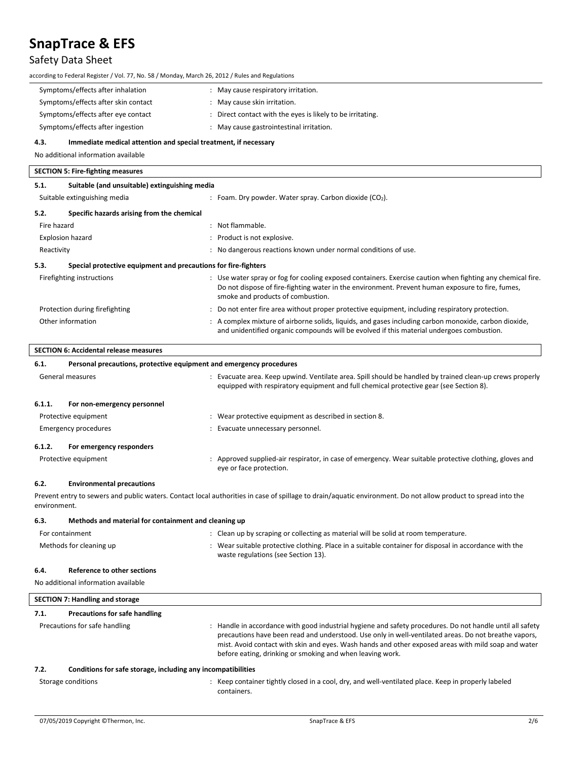| | |
|---|---|
| Symptoms/effects after inhalation | : May cause respiratory irritation. |
| Symptoms/effects after skin contact | : May cause skin irritation. |
| Symptoms/effects after eye contact | : Direct contact with the eyes is likely to be irritating. |
| Symptoms/effects after ingestion | : May cause gastrointestinal irritation. |

### 4.3. Immediate medical attention and special treatment, if necessary

No additional information available

## SECTION 5: Fire-fighting measures

### 5.1. Suitable (and unsuitable) extinguishing media

| | |
|---|---|
| Suitable extinguishing media | : Foam. Dry powder. Water spray. Carbon dioxide ($CO_2$). |

### 5.2. Specific hazards arising from the chemical

| | |
|---|---|
| Fire hazard | : Not flammable. |
| Explosion hazard | : Product is not explosive. |
| Reactivity | : No dangerous reactions known under normal conditions of use. |

### 5.3. Special protective equipment and precautions for fire-fighters

| | |
|---|---|
| Firefighting instructions | : Use water spray or fog for cooling exposed containers. Exercise caution when fighting any chemical fire. Do not dispose of fire-fighting water in the environment. Prevent human exposure to fire, fumes, smoke and products of combustion. |
| Protection during firefighting | : Do not enter fire area without proper protective equipment, including respiratory protection. |
| Other information | : A complex mixture of airborne solids, liquids, and gases including carbon monoxide, carbon dioxide, and unidentified organic compounds will be evolved if this material undergoes combustion. |

## SECTION 6: Accidental release measures

### 6.1. Personal precautions, protective equipment and emergency procedures

| | |
|---|---|
| General measures | : Evacuate area. Keep upwind. Ventilate area. Spill should be handled by trained clean-up crews properly equipped with respiratory equipment and full chemical protective gear (see Section 8). |

#### 6.1.1. For non-emergency personnel

| | |
|---|---|
| Protective equipment | : Wear protective equipment as described in section 8. |
| Emergency procedures | : Evacuate unnecessary personnel. |

#### 6.1.2. For emergency responders

| | |
|---|---|
| Protective equipment | : Approved supplied-air respirator, in case of emergency. Wear suitable protective clothing, gloves and eye or face protection. |

### 6.2. Environmental precautions

Prevent entry to sewers and public waters. Contact local authorities in case of spillage to drain/aquatic environment. Do not allow product to spread into the environment.

### 6.3. Methods and material for containment and cleaning up

| | |
|---|---|
| For containment | : Clean up by scraping or collecting as material will be solid at room temperature. |
| Methods for cleaning up | : Wear suitable protective clothing. Place in a suitable container for disposal in accordance with the waste regulations (see Section 13). |

### 6.4. Reference to other sections

No additional information available

## SECTION 7: Handling and storage

### 7.1. Precautions for safe handling

| | |
|---|---|
| Precautions for safe handling | : Handle in accordance with good industrial hygiene and safety procedures. Do not handle until all safety precautions have been read and understood. Use only in well-ventilated areas. Do not breathe vapors, mist. Avoid contact with skin and eyes. Wash hands and other exposed areas with mild soap and water before eating, drinking or smoking and when leaving work. |

### 7.2. Conditions for safe storage, including any incompatibilities

| | |
|---|---|
| Storage conditions | : Keep container tightly closed in a cool, dry, and well-ventilated place. Keep in properly labeled containers. |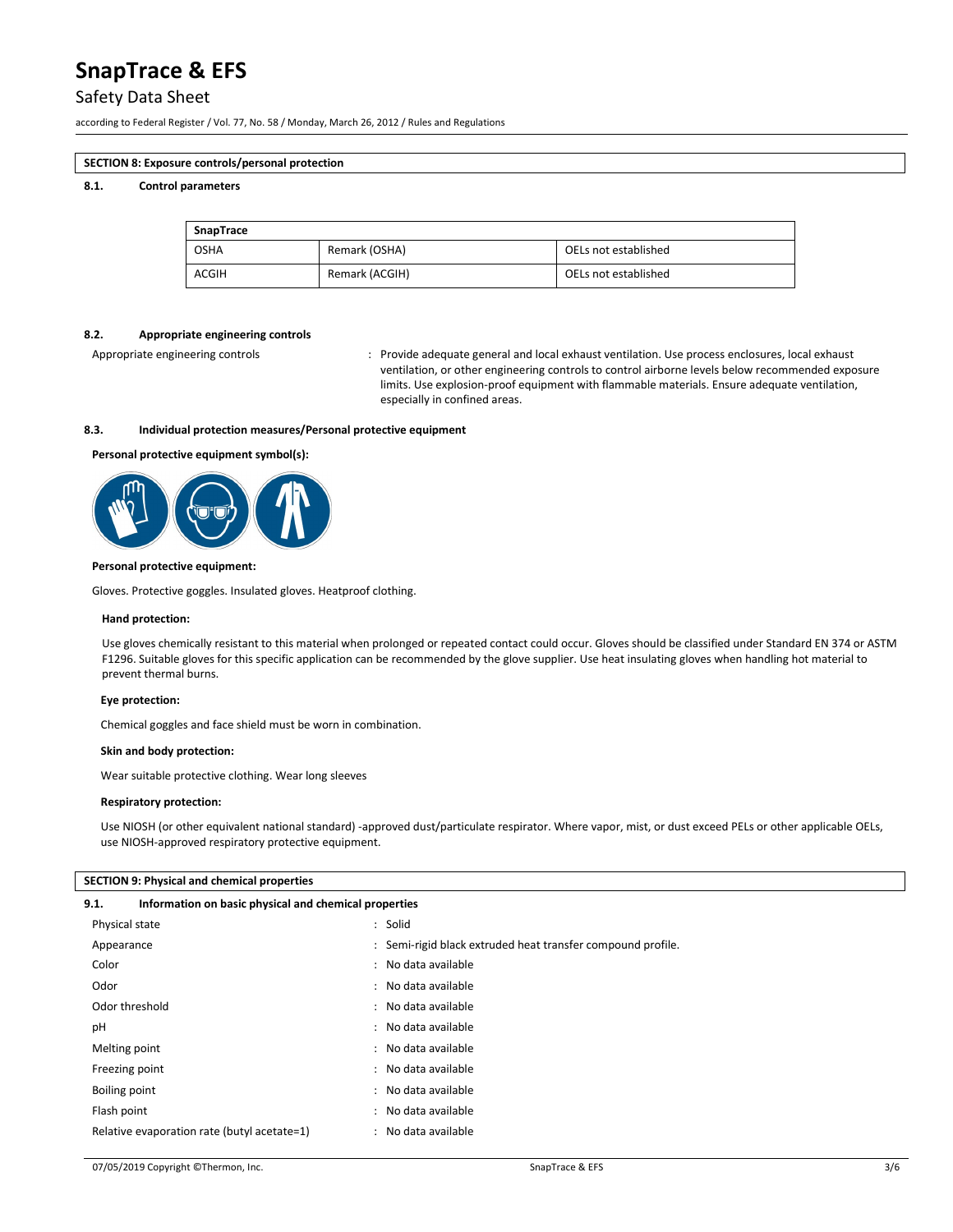## SECTION 8: Exposure controls/personal protection

### 8.1. Control parameters

| SnapTrace | | |
|---|---|---|
| OSHA | Remark (OSHA) | OELs not established |
| ACGIH | Remark (ACGIH) | OELs not established |

### 8.2. Appropriate engineering controls

Appropriate engineering controls : Provide adequate general and local exhaust ventilation. Use process enclosures, local exhaust ventilation, or other engineering controls to control airborne levels below recommended exposure limits. Use explosion-proof equipment with flammable materials. Ensure adequate ventilation, especially in confined areas.

### 8.3. Individual protection measures/Personal protective equipment

**Personal protective equipment symbol(s):**

**Personal protective equipment:**

Gloves. Protective goggles. Insulated gloves. Heatproof clothing.

**Hand protection:**

Use gloves chemically resistant to this material when prolonged or repeated contact could occur. Gloves should be classified under Standard EN 374 or ASTM F1296. Suitable gloves for this specific application can be recommended by the glove supplier. Use heat insulating gloves when handling hot material to prevent thermal burns.

**Eye protection:**

Chemical goggles and face shield must be worn in combination.

**Skin and body protection:**

Wear suitable protective clothing. Wear long sleeves

**Respiratory protection:**

Use NIOSH (or other equivalent national standard) -approved dust/particulate respirator. Where vapor, mist, or dust exceed PELs or other applicable OELs, use NIOSH-approved respiratory protective equipment.

## SECTION 9: Physical and chemical properties

### 9.1. Information on basic physical and chemical properties

| | |
|---|---|
| Physical state | : Solid |
| Appearance | : Semi-rigid black extruded heat transfer compound profile. |
| Color | : No data available |
| Odor | : No data available |
| Odor threshold | : No data available |
| pH | : No data available |
| Melting point | : No data available |
| Freezing point | : No data available |
| Boiling point | : No data available |
| Flash point | : No data available |
| Relative evaporation rate (butyl acetate=1) | : No data available |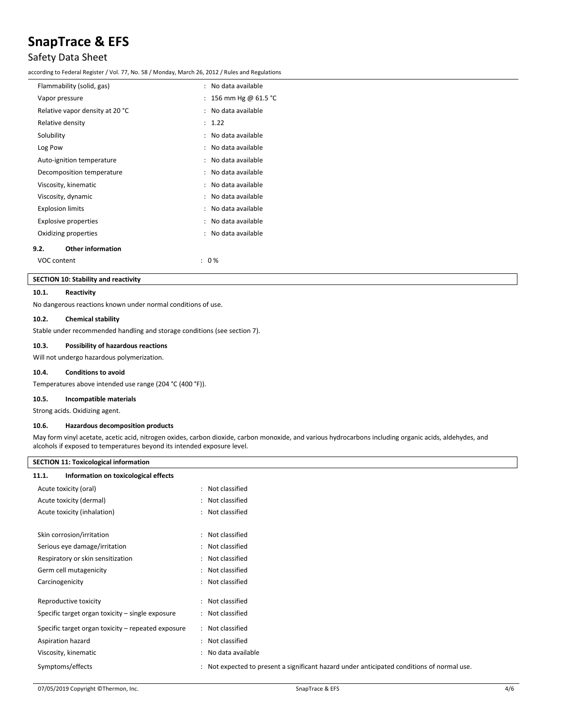| | |
|---|---|
| Flammability (solid, gas) | : No data available |
| Vapor pressure | : 156 mm Hg @ 61.5 °C |
| Relative vapor density at 20 °C | : No data available |
| Relative density | : 1.22 |
| Solubility | : No data available |
| Log Pow | : No data available |
| Auto-ignition temperature | : No data available |
| Decomposition temperature | : No data available |
| Viscosity, kinematic | : No data available |
| Viscosity, dynamic | : No data available |
| Explosion limits | : No data available |
| Explosive properties | : No data available |
| Oxidizing properties | : No data available |

### 9.2. Other information

| | |
|---|---|
| VOC content | : 0 % |

## SECTION 10: Stability and reactivity

### 10.1. Reactivity

No dangerous reactions known under normal conditions of use.

### 10.2. Chemical stability

Stable under recommended handling and storage conditions (see section 7).

### 10.3. Possibility of hazardous reactions

Will not undergo hazardous polymerization.

### 10.4. Conditions to avoid

Temperatures above intended use range (204 °C (400 °F)).

### 10.5. Incompatible materials

Strong acids. Oxidizing agent.

### 10.6. Hazardous decomposition products

May form vinyl acetate, acetic acid, nitrogen oxides, carbon dioxide, carbon monoxide, and various hydrocarbons including organic acids, aldehydes, and alcohols if exposed to temperatures beyond its intended exposure level.

## SECTION 11: Toxicological information

### 11.1. Information on toxicological effects

| | |
|---|---|
| Acute toxicity (oral) | : Not classified |
| Acute toxicity (dermal) | : Not classified |
| Acute toxicity (inhalation) | : Not classified |
| Skin corrosion/irritation | : Not classified |
| Serious eye damage/irritation | : Not classified |
| Respiratory or skin sensitization | : Not classified |
| Germ cell mutagenicity | : Not classified |
| Carcinogenicity | : Not classified |
| Reproductive toxicity | : Not classified |
| Specific target organ toxicity – single exposure | : Not classified |
| Specific target organ toxicity – repeated exposure | : Not classified |
| Aspiration hazard | : Not classified |
| Viscosity, kinematic | : No data available |
| Symptoms/effects | : Not expected to present a significant hazard under anticipated conditions of normal use. |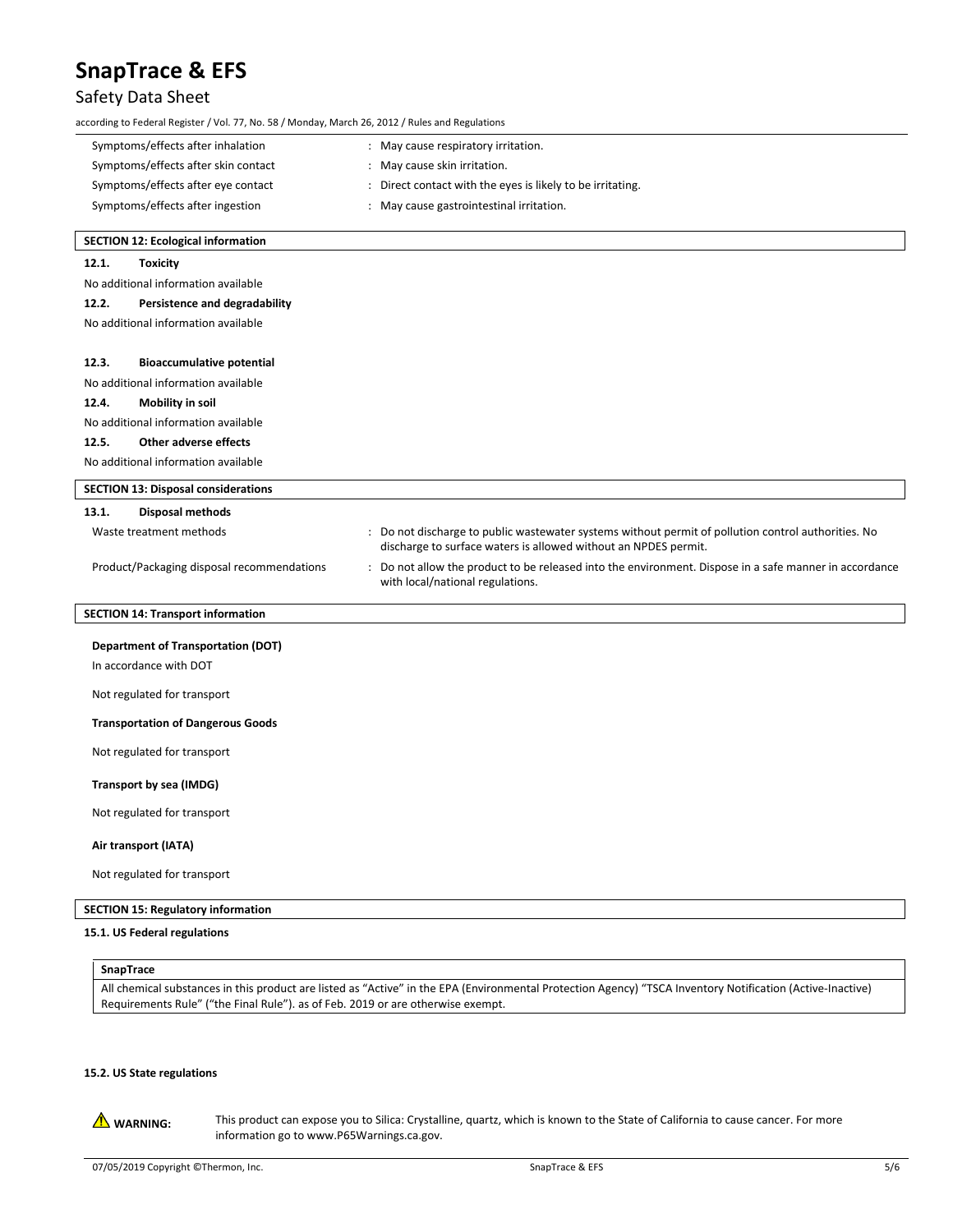| | |
|---|---|
| Symptoms/effects after inhalation | : May cause respiratory irritation. |
| Symptoms/effects after skin contact | : May cause skin irritation. |
| Symptoms/effects after eye contact | : Direct contact with the eyes is likely to be irritating. |
| Symptoms/effects after ingestion | : May cause gastrointestinal irritation. |

## SECTION 12: Ecological information

### 12.1. Toxicity

No additional information available

### 12.2. Persistence and degradability

No additional information available

### 12.3. Bioaccumulative potential

No additional information available

### 12.4. Mobility in soil

No additional information available

### 12.5. Other adverse effects

No additional information available

## SECTION 13: Disposal considerations

### 13.1. Disposal methods

| | |
|---|---|
| Waste treatment methods | : Do not discharge to public wastewater systems without permit of pollution control authorities. No discharge to surface waters is allowed without an NPDES permit. |
| Product/Packaging disposal recommendations | : Do not allow the product to be released into the environment. Dispose in a safe manner in accordance with local/national regulations. |

## SECTION 14: Transport information

**Department of Transportation (DOT)**

In accordance with DOT

Not regulated for transport

**Transportation of Dangerous Goods**

Not regulated for transport

**Transport by sea (IMDG)**

Not regulated for transport

**Air transport (IATA)**

Not regulated for transport

## SECTION 15: Regulatory information

### 15.1. US Federal regulations

**SnapTrace**

All chemical substances in this product are listed as "Active" in the EPA (Environmental Protection Agency) "TSCA Inventory Notification (Active-Inactive) Requirements Rule" ("the Final Rule"). as of Feb. 2019 or are otherwise exempt.

### 15.2. US State regulations

⚠ **WARNING:** This product can expose you to Silica: Crystalline, quartz, which is known to the State of California to cause cancer. For more information go to www.P65Warnings.ca.gov.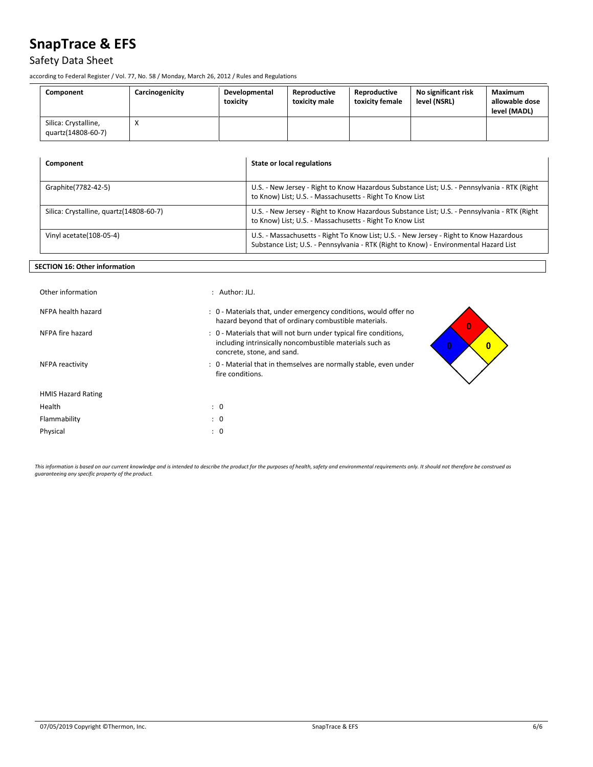| Component | Carcinogenicity | Developmental toxicity | Reproductive toxicity male | Reproductive toxicity female | No significant risk level (NSRL) | Maximum allowable dose level (MADL) |
|---|---|---|---|---|---|---|
| Silica: Crystalline, quartz(14808-60-7) | X | | | | | |

| Component | State or local regulations |
|---|---|
| Graphite(7782-42-5) | U.S. - New Jersey - Right to Know Hazardous Substance List; U.S. - Pennsylvania - RTK (Right to Know) List; U.S. - Massachusetts - Right To Know List |
| Silica: Crystalline, quartz(14808-60-7) | U.S. - New Jersey - Right to Know Hazardous Substance List; U.S. - Pennsylvania - RTK (Right to Know) List; U.S. - Massachusetts - Right To Know List |
| Vinyl acetate(108-05-4) | U.S. - Massachusetts - Right To Know List; U.S. - New Jersey - Right to Know Hazardous Substance List; U.S. - Pennsylvania - RTK (Right to Know) - Environmental Hazard List |

## SECTION 16: Other information

Other information : Author: JLJ.

NFPA health hazard : 0 - Materials that, under emergency conditions, would offer no hazard beyond that of ordinary combustible materials.

NFPA fire hazard : 0 - Materials that will not burn under typical fire conditions, including intrinsically noncombustible materials such as concrete, stone, and sand.

NFPA reactivity : 0 - Material that in themselves are normally stable, even under fire conditions.

0

0 0

HMIS Hazard Rating

Health : 0

Flammability : 0

Physical : 0

*This information is based on our current knowledge and is intended to describe the product for the purposes of health, safety and environmental requirements only. It should not therefore be construed as guaranteeing any specific property of the product.*